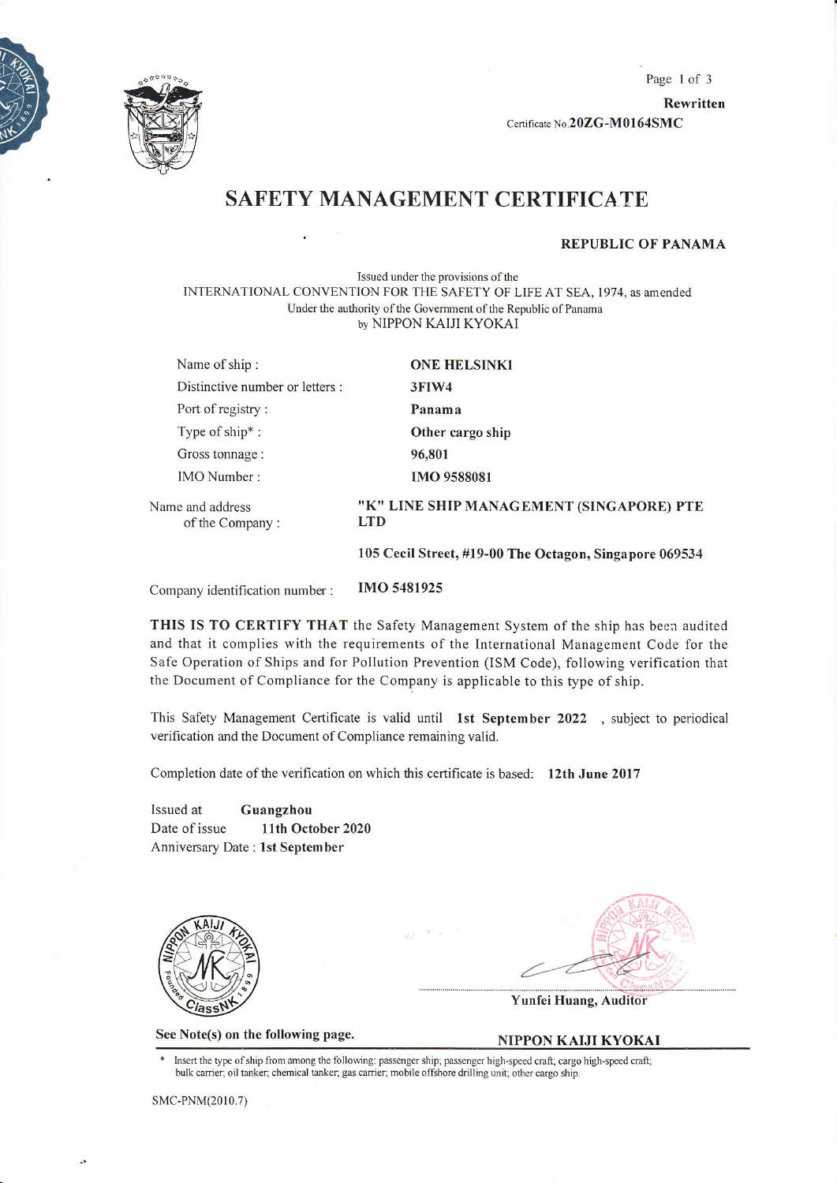Rewritten

Certificate No. **20ZG-M0164SMC**

# SAFETY MANAGEMENT CERTIFICATE

**REPUBLIC OF PANAMA**

Issued under the provisions of the
INTERNATIONAL CONVENTION FOR THE SAFETY OF LIFE AT SEA, 1974, as amended
Under the authority of the Government of the Republic of Panama
by NIPPON KAIJI KYOKAI

| | |
|---|---|
| Name of ship : | **ONE HELSINKI** |
| Distinctive number or letters : | **3FIW4** |
| Port of registry : | **Panama** |
| Type of ship* : | **Other cargo ship** |
| Gross tonnage : | **96,801** |
| IMO Number : | **IMO 9588081** |
| Name and address of the Company : | **"K" LINE SHIP MANAGEMENT (SINGAPORE) PTE LTD**<br>**105 Cecil Street, #19-00 The Octagon, Singapore 069534** |
| Company identification number : | **IMO 5481925** |

**THIS IS TO CERTIFY THAT** the Safety Management System of the ship has been audited and that it complies with the requirements of the International Management Code for the Safe Operation of Ships and for Pollution Prevention (ISM Code), following verification that the Document of Compliance for the Company is applicable to this type of ship.

This Safety Management Certificate is valid until **1st September 2022** , subject to periodical verification and the Document of Compliance remaining valid.

Completion date of the verification on which this certificate is based: **12th June 2017**

Issued at **Guangzhou**
Date of issue **11th October 2020**
Anniversary Date : **1st September**

**Yunfei Huang, Auditor**

**See Note(s) on the following page.**

**NIPPON KAIJI KYOKAI**

\* Insert the type of ship from among the following: passenger ship; passenger high-speed craft; cargo high-speed craft; bulk carrier; oil tanker; chemical tanker; gas carrier; mobile offshore drilling unit; other cargo ship.

SMC-PNM(2010.7)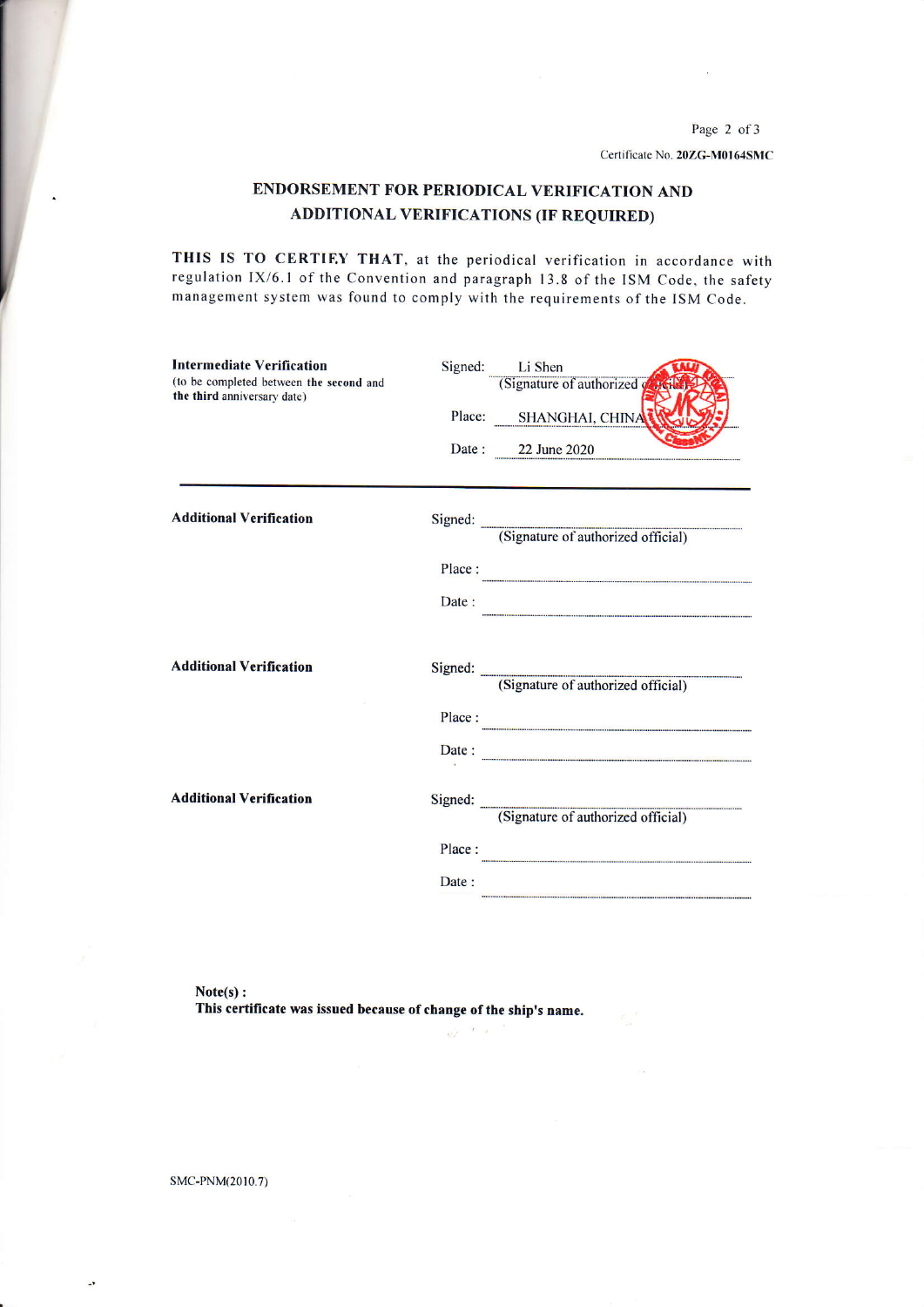Certificate No. **20ZG-M0164SMC**

## ENDORSEMENT FOR PERIODICAL VERIFICATION AND ADDITIONAL VERIFICATIONS (IF REQUIRED)

**THIS IS TO CERTIFY THAT**, at the periodical verification in accordance with regulation IX/6.1 of the Convention and paragraph 13.8 of the ISM Code, the safety management system was found to comply with the requirements of the ISM Code.

**Intermediate Verification**
(to be completed between **the second** and **the third** anniversary date)

Signed: Li Shen
(Signature of authorized official)

Place: SHANGHAI, CHINA

Date: 22 June 2020

---

**Additional Verification**

Signed: ____________________
(Signature of authorized official)

Place: ____________________

Date: ____________________

**Additional Verification**

Signed: ____________________
(Signature of authorized official)

Place: ____________________

Date: ____________________

**Additional Verification**

Signed: ____________________
(Signature of authorized official)

Place: ____________________

Date: ____________________

**Note(s) :**
**This certificate was issued because of change of the ship's name.**

SMC-PNM(2010.7)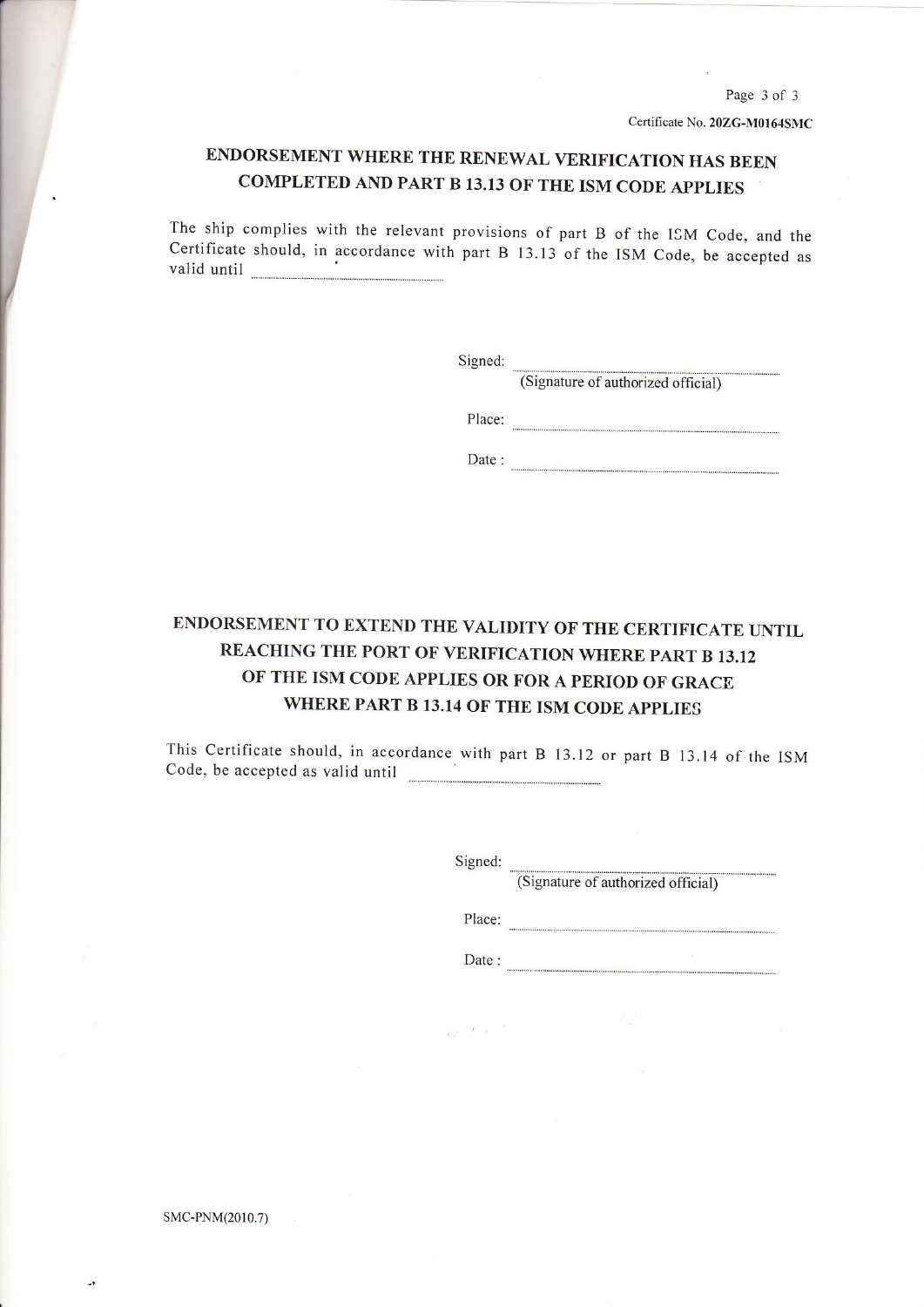Certificate No. 20ZG-M0164SMC

## ENDORSEMENT WHERE THE RENEWAL VERIFICATION HAS BEEN COMPLETED AND PART B 13.13 OF THE ISM CODE APPLIES

The ship complies with the relevant provisions of part B of the ISM Code, and the Certificate should, in accordance with part B 13.13 of the ISM Code, be accepted as valid until ..........................

Signed: ..........................
(Signature of authorized official)

Place: ..........................

Date : ..........................

## ENDORSEMENT TO EXTEND THE VALIDITY OF THE CERTIFICATE UNTIL REACHING THE PORT OF VERIFICATION WHERE PART B 13.12 OF THE ISM CODE APPLIES OR FOR A PERIOD OF GRACE WHERE PART B 13.14 OF THE ISM CODE APPLIES

This Certificate should, in accordance with part B 13.12 or part B 13.14 of the ISM Code, be accepted as valid until ..........................

Signed: ..........................
(Signature of authorized official)

Place: ..........................

Date : ..........................

SMC-PNM(2010.7)